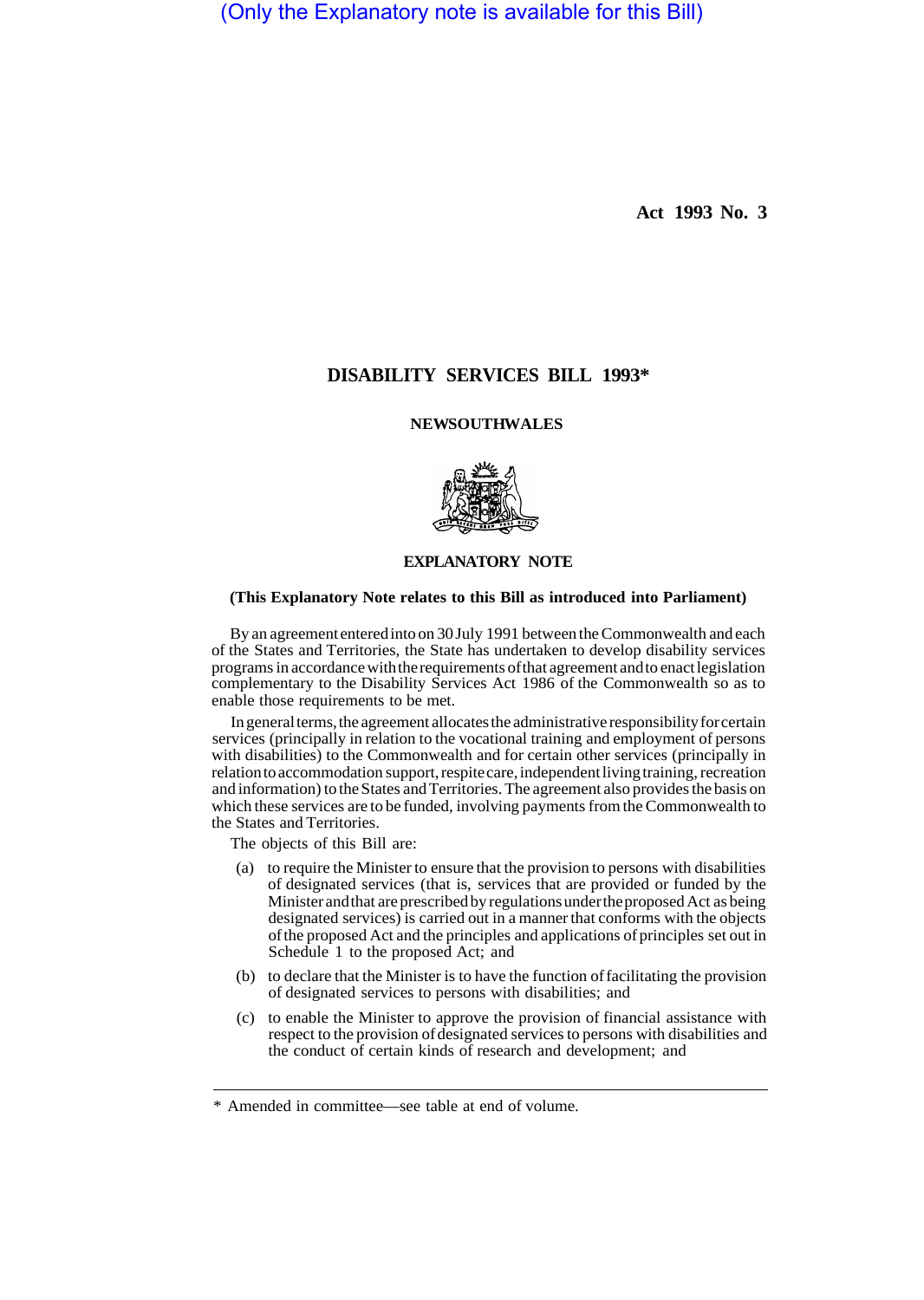(Only the Explanatory note is available for this Bill)

**Act 1993 No. 3**

# DISABILITY SERVICES BILL 1993*

**NEW SOUTH WALES**

## EXPLANATORY NOTE

**(This Explanatory Note relates to this Bill as introduced into Parliament)**

By an agreement entered into on 30 July 1991 between the Commonwealth and each of the States and Territories, the State has undertaken to develop disability services programs in accordance with the requirements of that agreement and to enact legislation complementary to the Disability Services Act 1986 of the Commonwealth so as to enable those requirements to be met.

In general terms, the agreement allocates the administrative responsibility for certain services (principally in relation to the vocational training and employment of persons with disabilities) to the Commonwealth and for certain other services (principally in relation to accommodation support, respite care, independent living training, recreation and information) to the States and Territories. The agreement also provides the basis on which these services are to be funded, involving payments from the Commonwealth to the States and Territories.

The objects of this Bill are:

(a) to require the Minister to ensure that the provision to persons with disabilities of designated services (that is, services that are provided or funded by the Minister and that are prescribed by regulations under the proposed Act as being designated services) is carried out in a manner that conforms with the objects of the proposed Act and the principles and applications of principles set out in Schedule 1 to the proposed Act; and

(b) to declare that the Minister is to have the function of facilitating the provision of designated services to persons with disabilities; and

(c) to enable the Minister to approve the provision of financial assistance with respect to the provision of designated services to persons with disabilities and the conduct of certain kinds of research and development; and

---

* Amended in committee—see table at end of volume.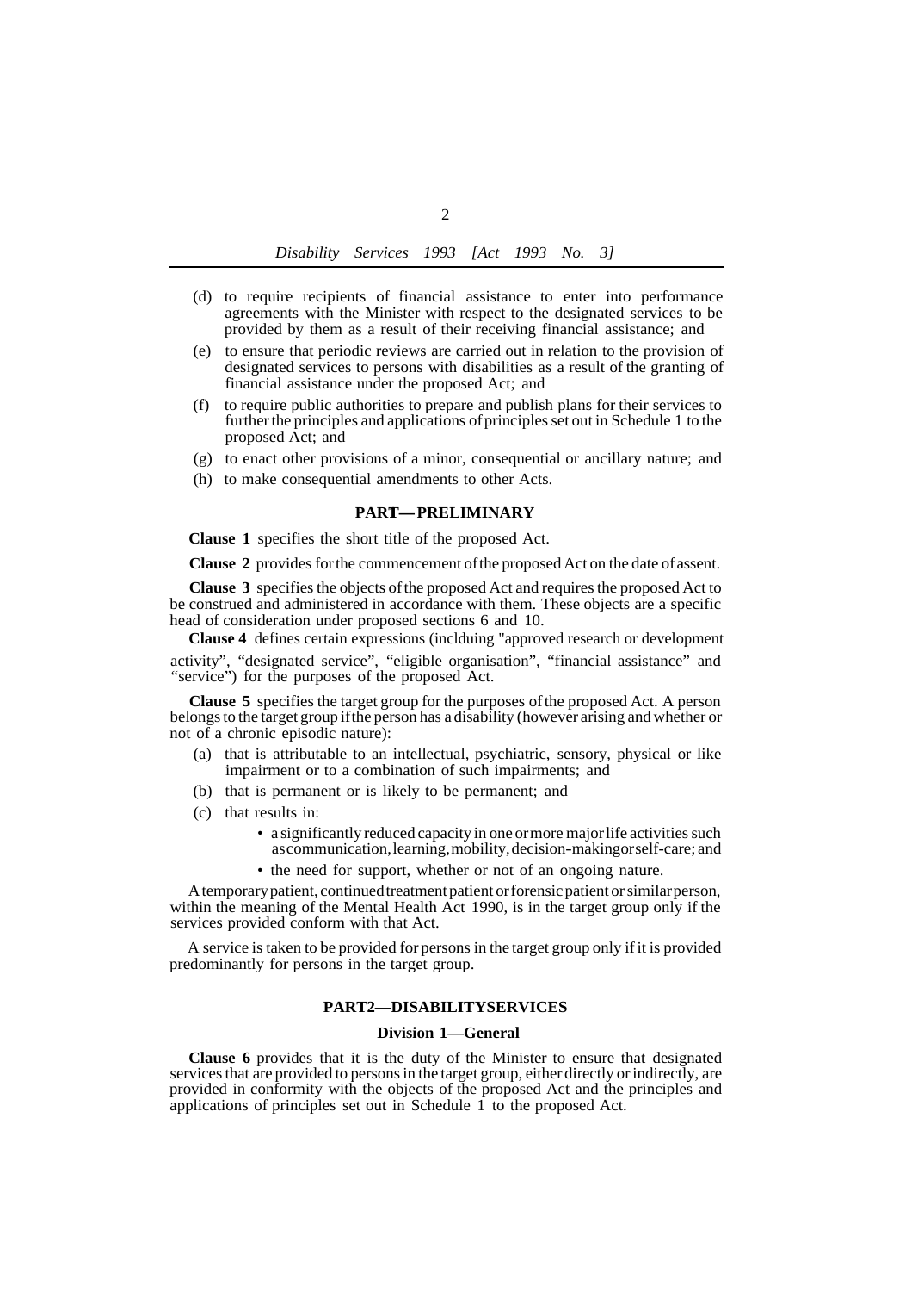(d) to require recipients of financial assistance to enter into performance agreements with the Minister with respect to the designated services to be provided by them as a result of their receiving financial assistance; and

(e) to ensure that periodic reviews are carried out in relation to the provision of designated services to persons with disabilities as a result of the granting of financial assistance under the proposed Act; and

(f) to require public authorities to prepare and publish plans for their services to further the principles and applications of principles set out in Schedule 1 to the proposed Act; and

(g) to enact other provisions of a minor, consequential or ancillary nature; and

(h) to make consequential amendments to other Acts.

### PART—PRELIMINARY

**Clause 1** specifies the short title of the proposed Act.

**Clause 2** provides for the commencement of the proposed Act on the date of assent.

**Clause 3** specifies the objects of the proposed Act and requires the proposed Act to be construed and administered in accordance with them. These objects are a specific head of consideration under proposed sections 6 and 10.

**Clause 4** defines certain expressions (inclduing "approved research or development activity", "designated service", "eligible organisation", "financial assistance" and "service") for the purposes of the proposed Act.

**Clause 5** specifies the target group for the purposes of the proposed Act. A person belongs to the target group if the person has a disability (however arising and whether or not of a chronic episodic nature):

(a) that is attributable to an intellectual, psychiatric, sensory, physical or like impairment or to a combination of such impairments; and

(b) that is permanent or is likely to be permanent; and

(c) that results in:

- a significantly reduced capacity in one or more major life activities such as communication, learning, mobility, decision-making or self-care; and
- the need for support, whether or not of an ongoing nature.

A temporary patient, continued treatment patient or forensic patient or similar person, within the meaning of the Mental Health Act 1990, is in the target group only if the services provided conform with that Act.

A service is taken to be provided for persons in the target group only if it is provided predominantly for persons in the target group.

### PART 2—DISABILITY SERVICES

#### Division 1—General

**Clause 6** provides that it is the duty of the Minister to ensure that designated services that are provided to persons in the target group, either directly or indirectly, are provided in conformity with the objects of the proposed Act and the principles and applications of principles set out in Schedule 1 to the proposed Act.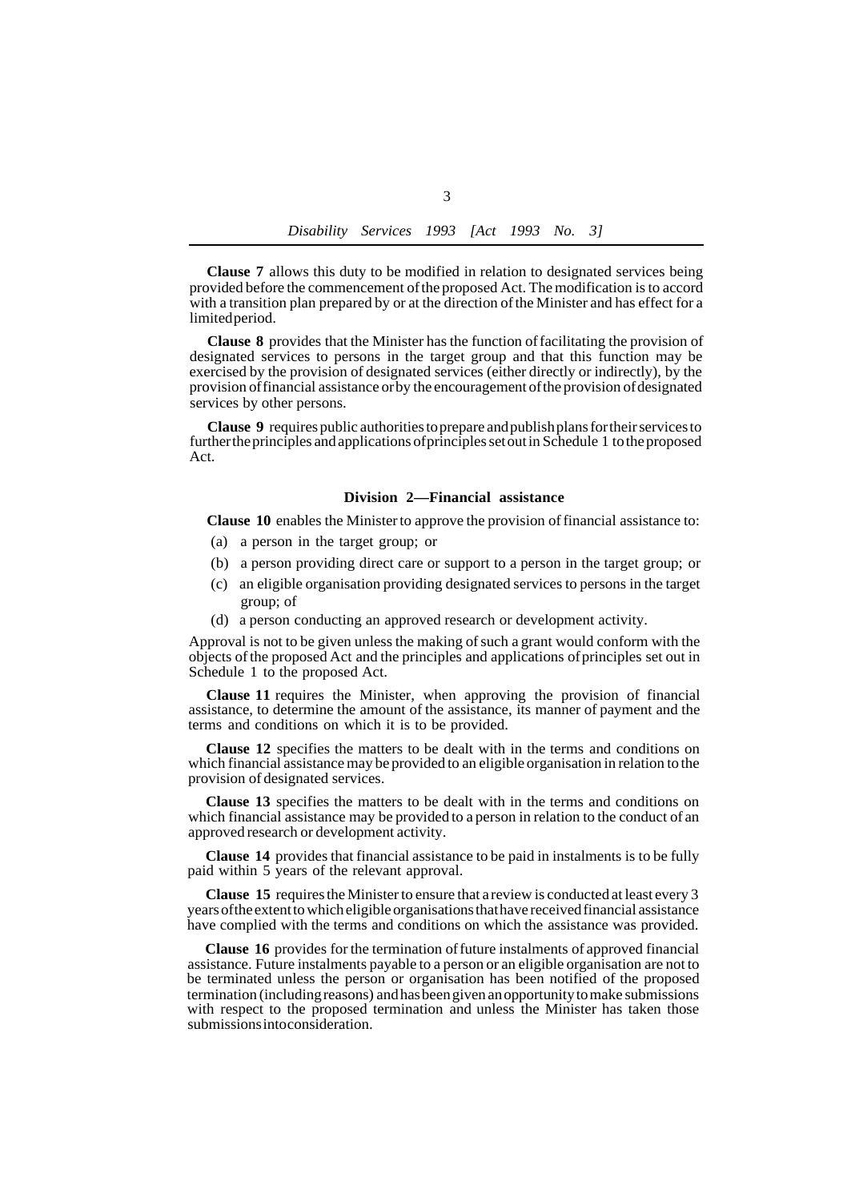**Clause 7** allows this duty to be modified in relation to designated services being provided before the commencement of the proposed Act. The modification is to accord with a transition plan prepared by or at the direction of the Minister and has effect for a limited period.

**Clause 8** provides that the Minister has the function of facilitating the provision of designated services to persons in the target group and that this function may be exercised by the provision of designated services (either directly or indirectly), by the provision of financial assistance or by the encouragement of the provision of designated services by other persons.

**Clause 9** requires public authorities to prepare and publish plans for their services to further the principles and applications of principles set out in Schedule 1 to the proposed Act.

### Division 2—Financial assistance

**Clause 10** enables the Minister to approve the provision of financial assistance to:

(a) a person in the target group; or

(b) a person providing direct care or support to a person in the target group; or

(c) an eligible organisation providing designated services to persons in the target group; of

(d) a person conducting an approved research or development activity.

Approval is not to be given unless the making of such a grant would conform with the objects of the proposed Act and the principles and applications of principles set out in Schedule 1 to the proposed Act.

**Clause 11** requires the Minister, when approving the provision of financial assistance, to determine the amount of the assistance, its manner of payment and the terms and conditions on which it is to be provided.

**Clause 12** specifies the matters to be dealt with in the terms and conditions on which financial assistance may be provided to an eligible organisation in relation to the provision of designated services.

**Clause 13** specifies the matters to be dealt with in the terms and conditions on which financial assistance may be provided to a person in relation to the conduct of an approved research or development activity.

**Clause 14** provides that financial assistance to be paid in instalments is to be fully paid within 5 years of the relevant approval.

**Clause 15** requires the Minister to ensure that a review is conducted at least every 3 years of the extent to which eligible organisations that have received financial assistance have complied with the terms and conditions on which the assistance was provided.

**Clause 16** provides for the termination of future instalments of approved financial assistance. Future instalments payable to a person or an eligible organisation are not to be terminated unless the person or organisation has been notified of the proposed termination (including reasons) and has been given an opportunity to make submissions with respect to the proposed termination and unless the Minister has taken those submissions into consideration.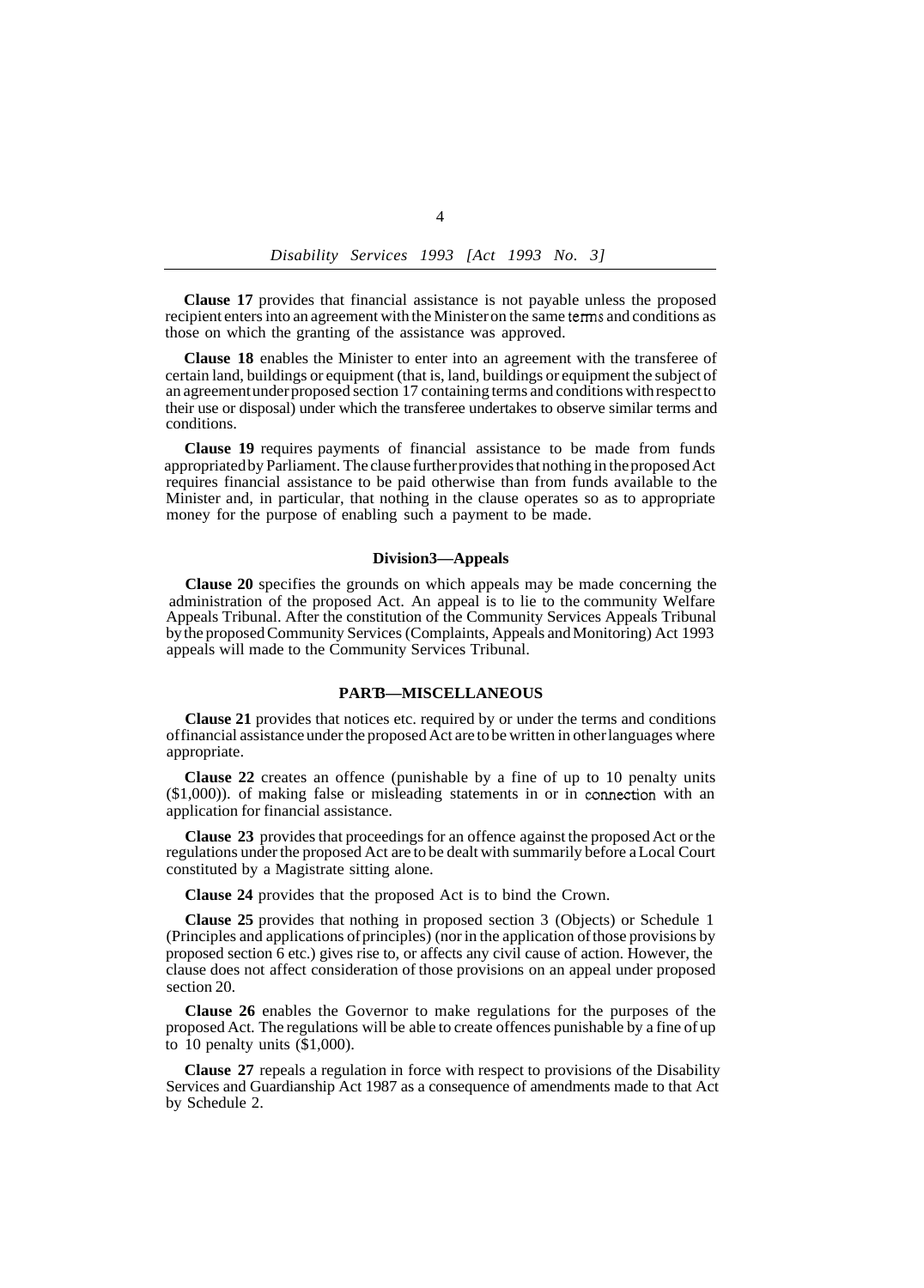**Clause 17** provides that financial assistance is not payable unless the proposed recipient enters into an agreement with the Minister on the same terms and conditions as those on which the granting of the assistance was approved.

**Clause 18** enables the Minister to enter into an agreement with the transferee of certain land, buildings or equipment (that is, land, buildings or equipment the subject of an agreement under proposed section 17 containing terms and conditions with respect to their use or disposal) under which the transferee undertakes to observe similar terms and conditions.

**Clause 19** requires payments of financial assistance to be made from funds appropriated by Parliament. The clause further provides that nothing in the proposed Act requires financial assistance to be paid otherwise than from funds available to the Minister and, in particular, that nothing in the clause operates so as to appropriate money for the purpose of enabling such a payment to be made.

### Division3—Appeals

**Clause 20** specifies the grounds on which appeals may be made concerning the administration of the proposed Act. An appeal is to lie to the community Welfare Appeals Tribunal. After the constitution of the Community Services Appeals Tribunal by the proposed Community Services (Complaints, Appeals and Monitoring) Act 1993 appeals will made to the Community Services Tribunal.

## PART3—MISCELLANEOUS

**Clause 21** provides that notices etc. required by or under the terms and conditions of financial assistance under the proposed Act are to be written in other languages where appropriate.

**Clause 22** creates an offence (punishable by a fine of up to 10 penalty units ($1,000)). of making false or misleading statements in or in connection with an application for financial assistance.

**Clause 23** provides that proceedings for an offence against the proposed Act or the regulations under the proposed Act are to be dealt with summarily before a Local Court constituted by a Magistrate sitting alone.

**Clause 24** provides that the proposed Act is to bind the Crown.

**Clause 25** provides that nothing in proposed section 3 (Objects) or Schedule 1 (Principles and applications of principles) (nor in the application of those provisions by proposed section 6 etc.) gives rise to, or affects any civil cause of action. However, the clause does not affect consideration of those provisions on an appeal under proposed section 20.

**Clause 26** enables the Governor to make regulations for the purposes of the proposed Act. The regulations will be able to create offences punishable by a fine of up to 10 penalty units ($1,000).

**Clause 27** repeals a regulation in force with respect to provisions of the Disability Services and Guardianship Act 1987 as a consequence of amendments made to that Act by Schedule 2.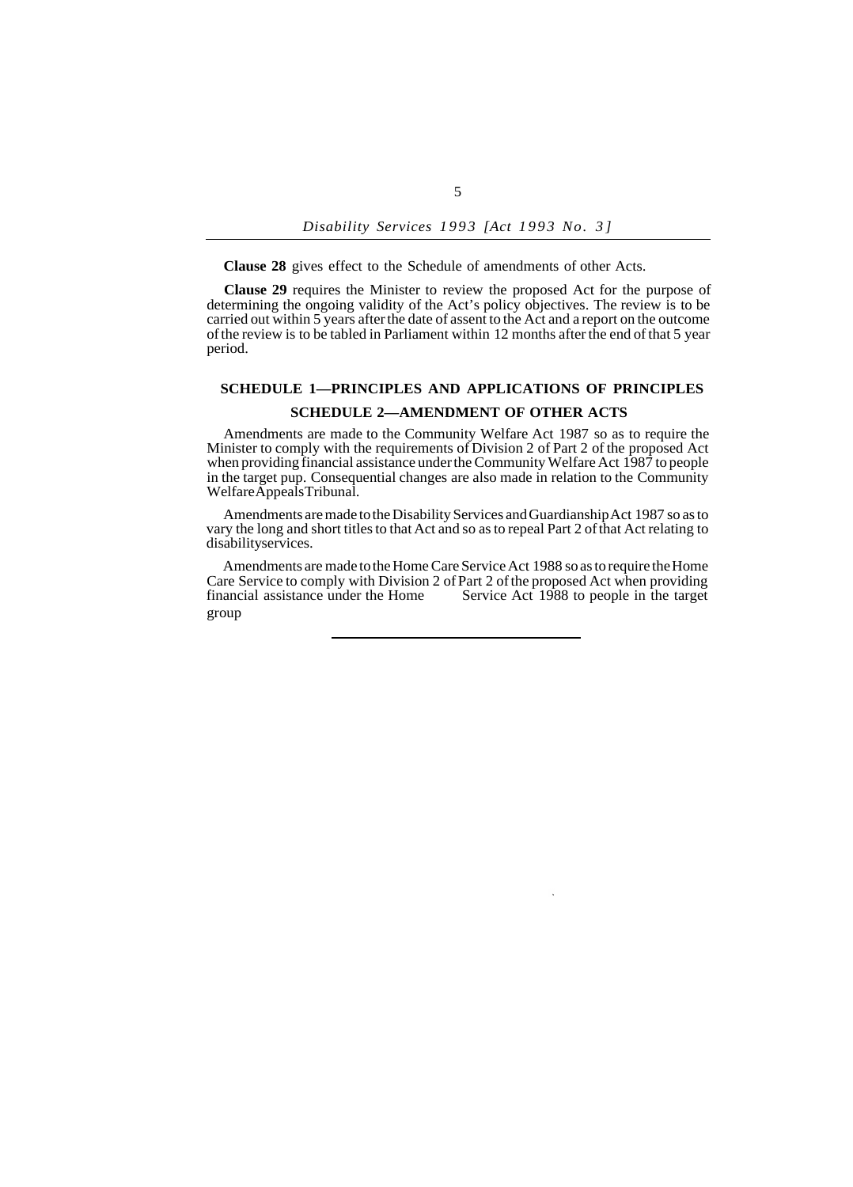**Clause 28** gives effect to the Schedule of amendments of other Acts.

**Clause 29** requires the Minister to review the proposed Act for the purpose of determining the ongoing validity of the Act's policy objectives. The review is to be carried out within 5 years after the date of assent to the Act and a report on the outcome of the review is to be tabled in Parliament within 12 months after the end of that 5 year period.

## SCHEDULE 1—PRINCIPLES AND APPLICATIONS OF PRINCIPLES

## SCHEDULE 2—AMENDMENT OF OTHER ACTS

Amendments are made to the Community Welfare Act 1987 so as to require the Minister to comply with the requirements of Division 2 of Part 2 of the proposed Act when providing financial assistance under the Community Welfare Act 1987 to people in the target pup. Consequential changes are also made in relation to the Community Welfare Appeals Tribunal.

Amendments are made to the Disability Services and Guardianship Act 1987 so as to vary the long and short titles to that Act and so as to repeal Part 2 of that Act relating to disability services.

Amendments are made to the Home Care Service Act 1988 so as to require the Home Care Service to comply with Division 2 of Part 2 of the proposed Act when providing financial assistance under the Home Service Act 1988 to people in the target group